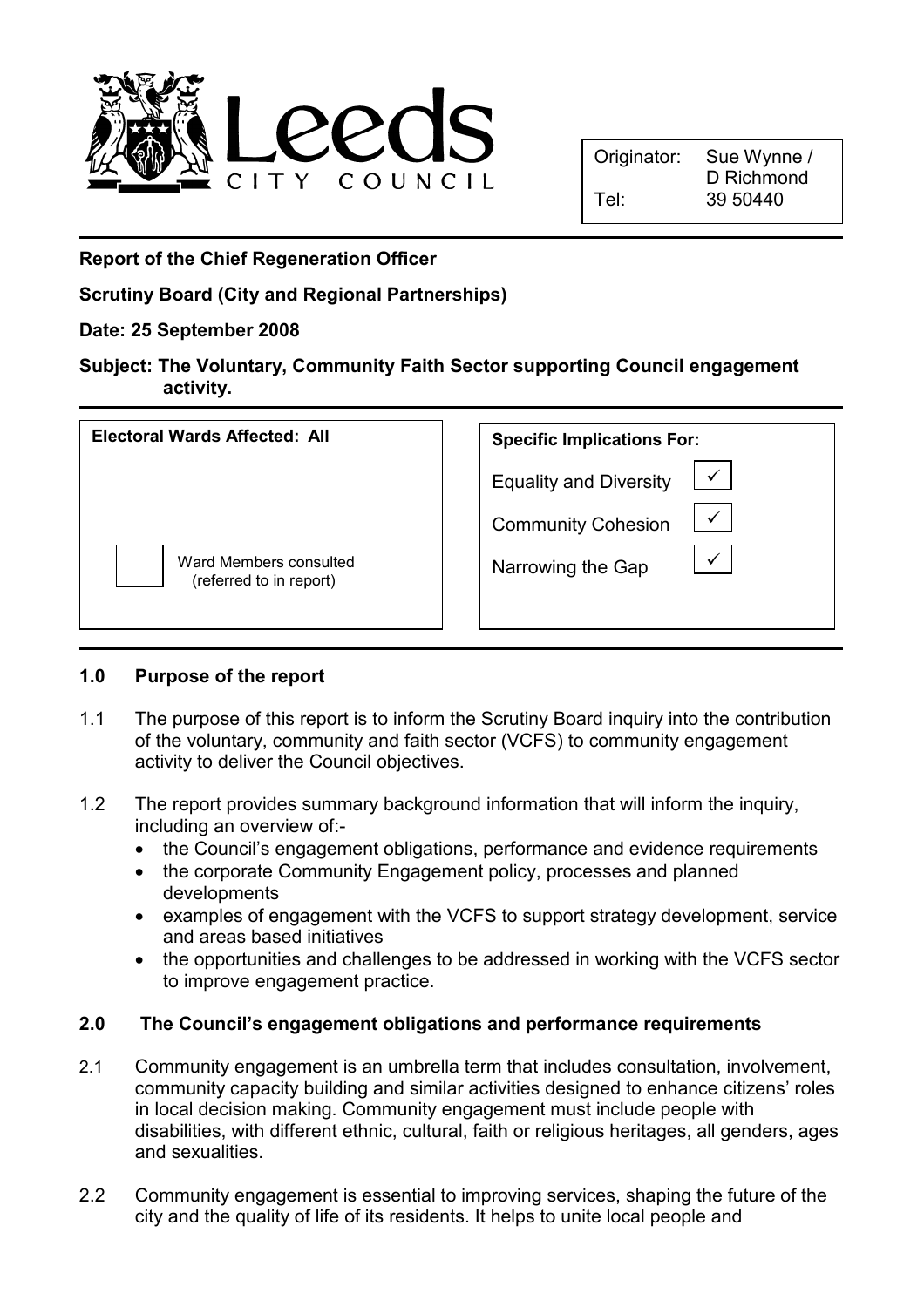Leeds City Council

| Originator: | Sue Wynne / D Richmond |
|---|---|
| Tel: | 39 50440 |

**Report of the Chief Regeneration Officer**

**Scrutiny Board (City and Regional Partnerships)**

**Date: 25 September 2008**

**Subject: The Voluntary, Community Faith Sector supporting Council engagement activity.**

| Electoral Wards Affected: All | Specific Implications For: | |
|---|---|---|
| | Equality and Diversity | ✓ |
| | Community Cohesion | ✓ |
| ☐ Ward Members consulted (referred to in report) | Narrowing the Gap | ✓ |

## 1.0 Purpose of the report

1.1 The purpose of this report is to inform the Scrutiny Board inquiry into the contribution of the voluntary, community and faith sector (VCFS) to community engagement activity to deliver the Council objectives.

1.2 The report provides summary background information that will inform the inquiry, including an overview of:-

- the Council's engagement obligations, performance and evidence requirements
- the corporate Community Engagement policy, processes and planned developments
- examples of engagement with the VCFS to support strategy development, service and areas based initiatives
- the opportunities and challenges to be addressed in working with the VCFS sector to improve engagement practice.

## 2.0 The Council's engagement obligations and performance requirements

2.1 Community engagement is an umbrella term that includes consultation, involvement, community capacity building and similar activities designed to enhance citizens' roles in local decision making. Community engagement must include people with disabilities, with different ethnic, cultural, faith or religious heritages, all genders, ages and sexualities.

2.2 Community engagement is essential to improving services, shaping the future of the city and the quality of life of its residents. It helps to unite local people and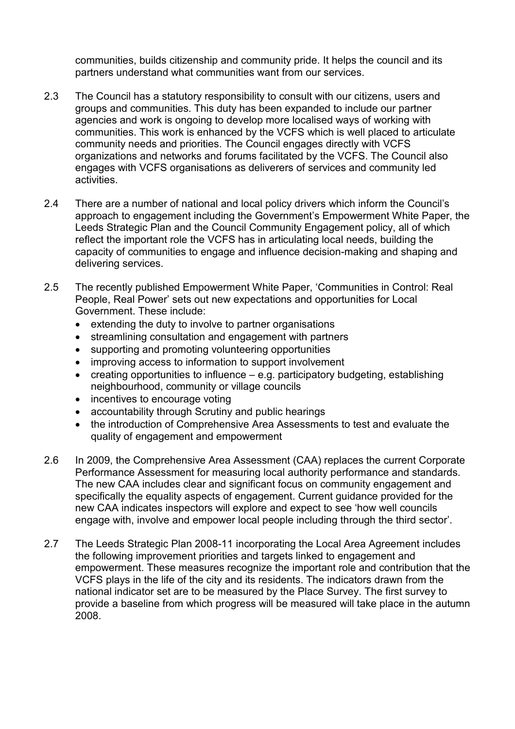communities, builds citizenship and community pride. It helps the council and its partners understand what communities want from our services.

2.3 The Council has a statutory responsibility to consult with our citizens, users and groups and communities. This duty has been expanded to include our partner agencies and work is ongoing to develop more localised ways of working with communities. This work is enhanced by the VCFS which is well placed to articulate community needs and priorities. The Council engages directly with VCFS organizations and networks and forums facilitated by the VCFS. The Council also engages with VCFS organisations as deliverers of services and community led activities.

2.4 There are a number of national and local policy drivers which inform the Council's approach to engagement including the Government's Empowerment White Paper, the Leeds Strategic Plan and the Council Community Engagement policy, all of which reflect the important role the VCFS has in articulating local needs, building the capacity of communities to engage and influence decision-making and shaping and delivering services.

2.5 The recently published Empowerment White Paper, 'Communities in Control: Real People, Real Power' sets out new expectations and opportunities for Local Government. These include:

- extending the duty to involve to partner organisations
- streamlining consultation and engagement with partners
- supporting and promoting volunteering opportunities
- improving access to information to support involvement
- creating opportunities to influence – e.g. participatory budgeting, establishing neighbourhood, community or village councils
- incentives to encourage voting
- accountability through Scrutiny and public hearings
- the introduction of Comprehensive Area Assessments to test and evaluate the quality of engagement and empowerment

2.6 In 2009, the Comprehensive Area Assessment (CAA) replaces the current Corporate Performance Assessment for measuring local authority performance and standards. The new CAA includes clear and significant focus on community engagement and specifically the equality aspects of engagement. Current guidance provided for the new CAA indicates inspectors will explore and expect to see 'how well councils engage with, involve and empower local people including through the third sector'.

2.7 The Leeds Strategic Plan 2008-11 incorporating the Local Area Agreement includes the following improvement priorities and targets linked to engagement and empowerment. These measures recognize the important role and contribution that the VCFS plays in the life of the city and its residents. The indicators drawn from the national indicator set are to be measured by the Place Survey. The first survey to provide a baseline from which progress will be measured will take place in the autumn 2008.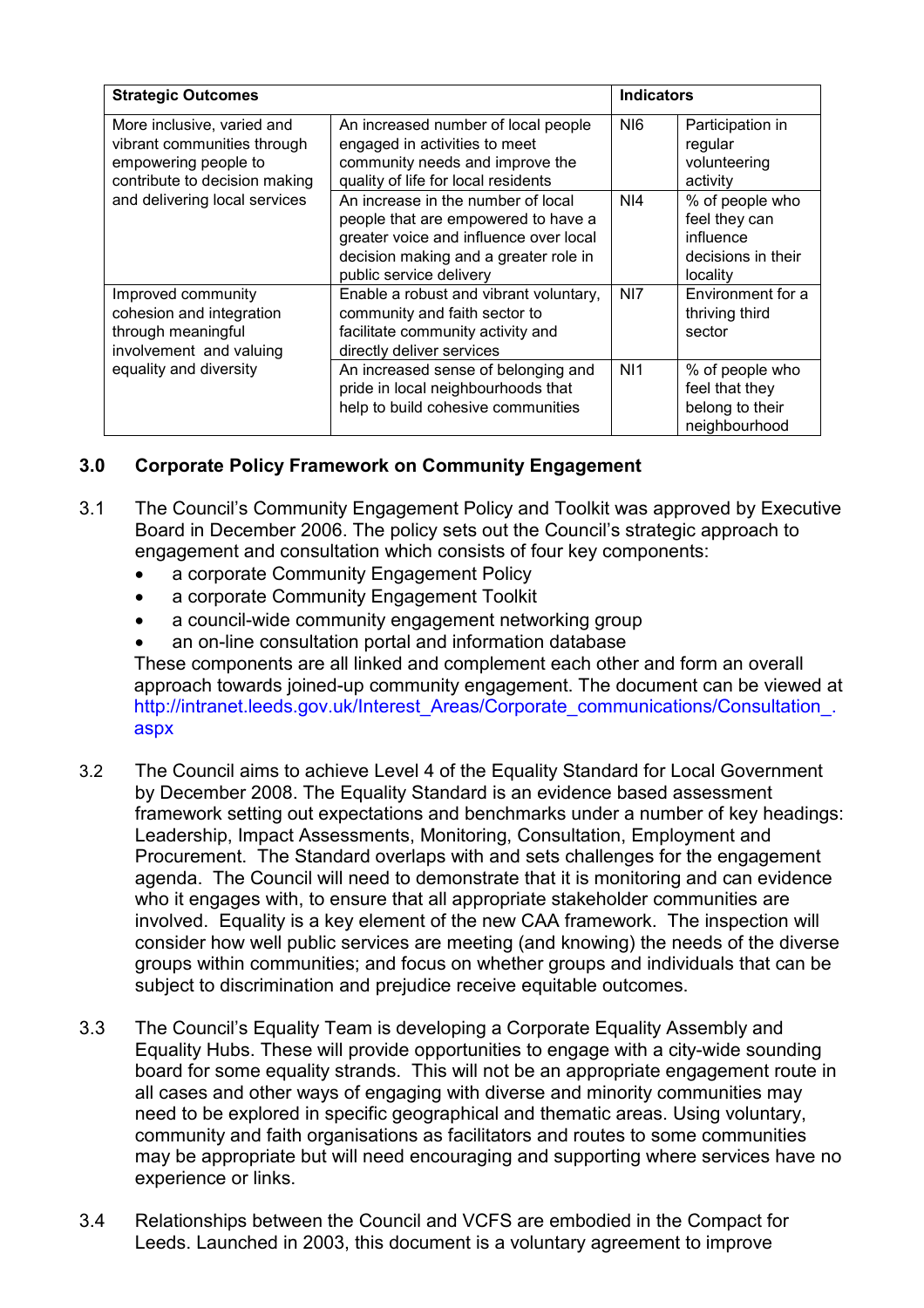| Strategic Outcomes | | Indicators | |
|---|---|---|---|
| More inclusive, varied and vibrant communities through empowering people to contribute to decision making and delivering local services | An increased number of local people engaged in activities to meet community needs and improve the quality of life for local residents | NI6 | Participation in regular volunteering activity |
| | An increase in the number of local people that are empowered to have a greater voice and influence over local decision making and a greater role in public service delivery | NI4 | % of people who feel they can influence decisions in their locality |
| Improved community cohesion and integration through meaningful involvement and valuing equality and diversity | Enable a robust and vibrant voluntary, community and faith sector to facilitate community activity and directly deliver services | NI7 | Environment for a thriving third sector |
| | An increased sense of belonging and pride in local neighbourhoods that help to build cohesive communities | NI1 | % of people who feel that they belong to their neighbourhood |

## 3.0 Corporate Policy Framework on Community Engagement

3.1 The Council's Community Engagement Policy and Toolkit was approved by Executive Board in December 2006. The policy sets out the Council's strategic approach to engagement and consultation which consists of four key components:

- a corporate Community Engagement Policy
- a corporate Community Engagement Toolkit
- a council-wide community engagement networking group
- an on-line consultation portal and information database

These components are all linked and complement each other and form an overall approach towards joined-up community engagement. The document can be viewed at http://intranet.leeds.gov.uk/Interest_Areas/Corporate_communications/Consultation_.aspx

3.2 The Council aims to achieve Level 4 of the Equality Standard for Local Government by December 2008. The Equality Standard is an evidence based assessment framework setting out expectations and benchmarks under a number of key headings: Leadership, Impact Assessments, Monitoring, Consultation, Employment and Procurement. The Standard overlaps with and sets challenges for the engagement agenda. The Council will need to demonstrate that it is monitoring and can evidence who it engages with, to ensure that all appropriate stakeholder communities are involved. Equality is a key element of the new CAA framework. The inspection will consider how well public services are meeting (and knowing) the needs of the diverse groups within communities; and focus on whether groups and individuals that can be subject to discrimination and prejudice receive equitable outcomes.

3.3 The Council's Equality Team is developing a Corporate Equality Assembly and Equality Hubs. These will provide opportunities to engage with a city-wide sounding board for some equality strands. This will not be an appropriate engagement route in all cases and other ways of engaging with diverse and minority communities may need to be explored in specific geographical and thematic areas. Using voluntary, community and faith organisations as facilitators and routes to some communities may be appropriate but will need encouraging and supporting where services have no experience or links.

3.4 Relationships between the Council and VCFS are embodied in the Compact for Leeds. Launched in 2003, this document is a voluntary agreement to improve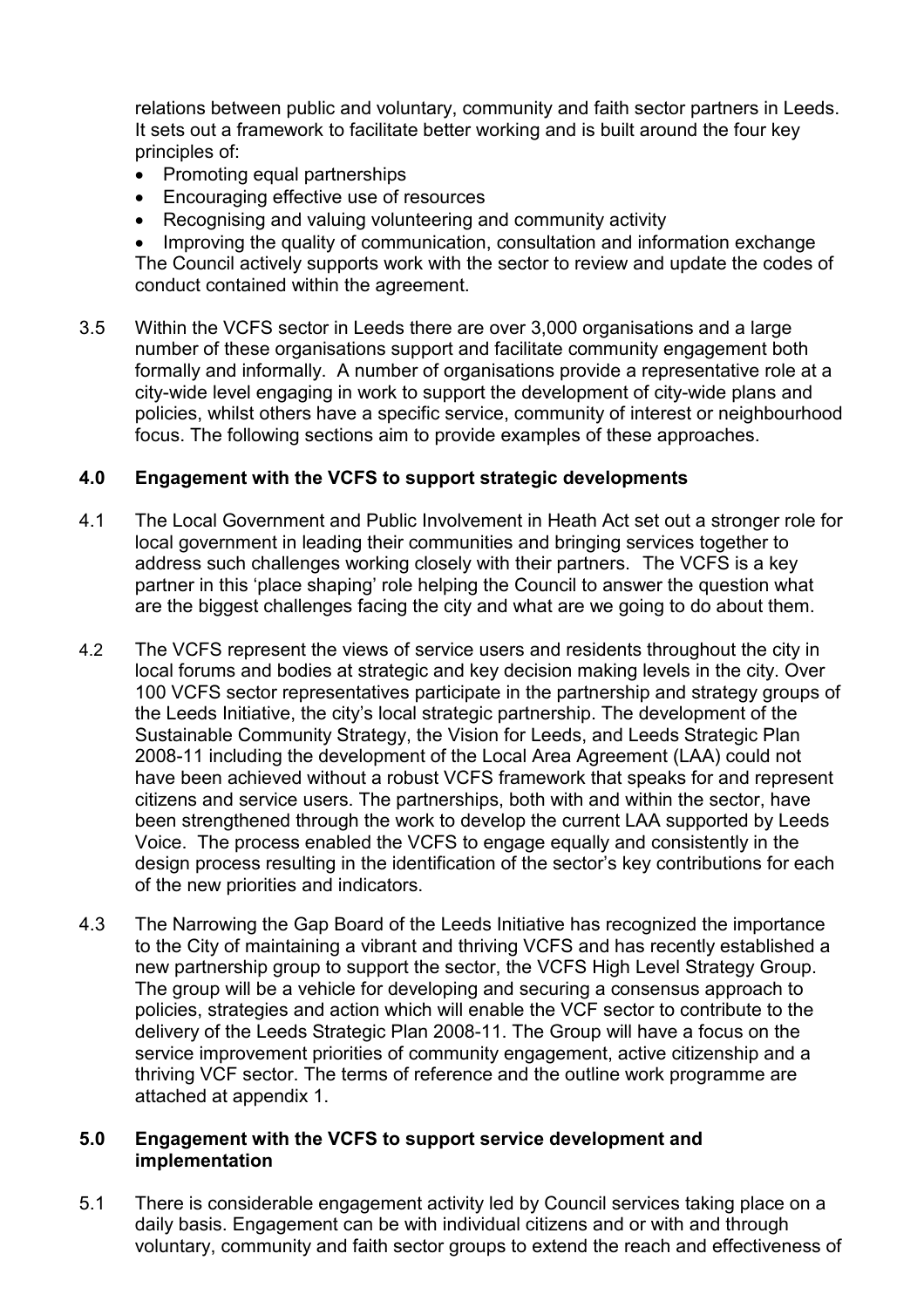relations between public and voluntary, community and faith sector partners in Leeds. It sets out a framework to facilitate better working and is built around the four key principles of:

- Promoting equal partnerships
- Encouraging effective use of resources
- Recognising and valuing volunteering and community activity
- Improving the quality of communication, consultation and information exchange

The Council actively supports work with the sector to review and update the codes of conduct contained within the agreement.

3.5 Within the VCFS sector in Leeds there are over 3,000 organisations and a large number of these organisations support and facilitate community engagement both formally and informally. A number of organisations provide a representative role at a city-wide level engaging in work to support the development of city-wide plans and policies, whilst others have a specific service, community of interest or neighbourhood focus. The following sections aim to provide examples of these approaches.

## 4.0 Engagement with the VCFS to support strategic developments

4.1 The Local Government and Public Involvement in Heath Act set out a stronger role for local government in leading their communities and bringing services together to address such challenges working closely with their partners. The VCFS is a key partner in this 'place shaping' role helping the Council to answer the question what are the biggest challenges facing the city and what are we going to do about them.

4.2 The VCFS represent the views of service users and residents throughout the city in local forums and bodies at strategic and key decision making levels in the city. Over 100 VCFS sector representatives participate in the partnership and strategy groups of the Leeds Initiative, the city's local strategic partnership. The development of the Sustainable Community Strategy, the Vision for Leeds, and Leeds Strategic Plan 2008-11 including the development of the Local Area Agreement (LAA) could not have been achieved without a robust VCFS framework that speaks for and represent citizens and service users. The partnerships, both with and within the sector, have been strengthened through the work to develop the current LAA supported by Leeds Voice. The process enabled the VCFS to engage equally and consistently in the design process resulting in the identification of the sector's key contributions for each of the new priorities and indicators.

4.3 The Narrowing the Gap Board of the Leeds Initiative has recognized the importance to the City of maintaining a vibrant and thriving VCFS and has recently established a new partnership group to support the sector, the VCFS High Level Strategy Group. The group will be a vehicle for developing and securing a consensus approach to policies, strategies and action which will enable the VCF sector to contribute to the delivery of the Leeds Strategic Plan 2008-11. The Group will have a focus on the service improvement priorities of community engagement, active citizenship and a thriving VCF sector. The terms of reference and the outline work programme are attached at appendix 1.

## 5.0 Engagement with the VCFS to support service development and implementation

5.1 There is considerable engagement activity led by Council services taking place on a daily basis. Engagement can be with individual citizens and or with and through voluntary, community and faith sector groups to extend the reach and effectiveness of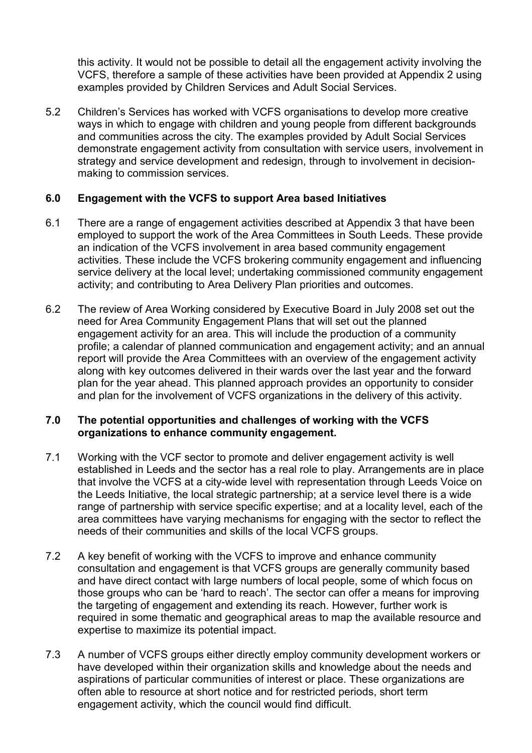this activity. It would not be possible to detail all the engagement activity involving the VCFS, therefore a sample of these activities have been provided at Appendix 2 using examples provided by Children Services and Adult Social Services.

5.2 Children's Services has worked with VCFS organisations to develop more creative ways in which to engage with children and young people from different backgrounds and communities across the city. The examples provided by Adult Social Services demonstrate engagement activity from consultation with service users, involvement in strategy and service development and redesign, through to involvement in decision-making to commission services.

## 6.0 Engagement with the VCFS to support Area based Initiatives

6.1 There are a range of engagement activities described at Appendix 3 that have been employed to support the work of the Area Committees in South Leeds. These provide an indication of the VCFS involvement in area based community engagement activities. These include the VCFS brokering community engagement and influencing service delivery at the local level; undertaking commissioned community engagement activity; and contributing to Area Delivery Plan priorities and outcomes.

6.2 The review of Area Working considered by Executive Board in July 2008 set out the need for Area Community Engagement Plans that will set out the planned engagement activity for an area. This will include the production of a community profile; a calendar of planned communication and engagement activity; and an annual report will provide the Area Committees with an overview of the engagement activity along with key outcomes delivered in their wards over the last year and the forward plan for the year ahead. This planned approach provides an opportunity to consider and plan for the involvement of VCFS organizations in the delivery of this activity.

## 7.0 The potential opportunities and challenges of working with the VCFS organizations to enhance community engagement.

7.1 Working with the VCF sector to promote and deliver engagement activity is well established in Leeds and the sector has a real role to play. Arrangements are in place that involve the VCFS at a city-wide level with representation through Leeds Voice on the Leeds Initiative, the local strategic partnership; at a service level there is a wide range of partnership with service specific expertise; and at a locality level, each of the area committees have varying mechanisms for engaging with the sector to reflect the needs of their communities and skills of the local VCFS groups.

7.2 A key benefit of working with the VCFS to improve and enhance community consultation and engagement is that VCFS groups are generally community based and have direct contact with large numbers of local people, some of which focus on those groups who can be 'hard to reach'. The sector can offer a means for improving the targeting of engagement and extending its reach. However, further work is required in some thematic and geographical areas to map the available resource and expertise to maximize its potential impact.

7.3 A number of VCFS groups either directly employ community development workers or have developed within their organization skills and knowledge about the needs and aspirations of particular communities of interest or place. These organizations are often able to resource at short notice and for restricted periods, short term engagement activity, which the council would find difficult.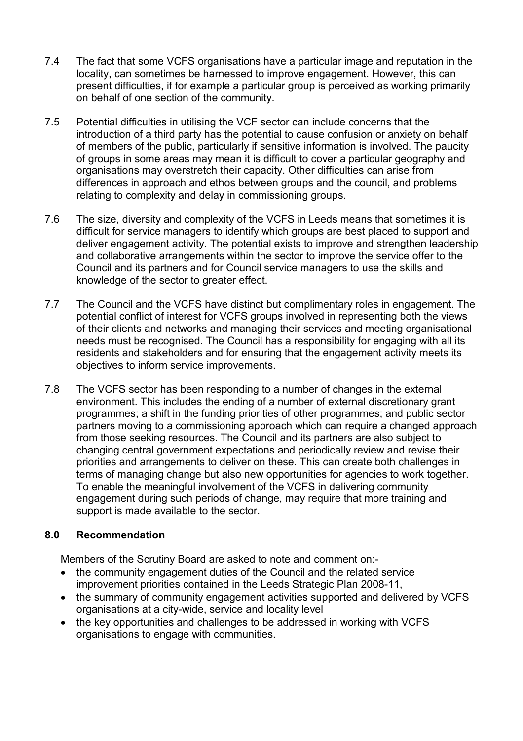7.4 The fact that some VCFS organisations have a particular image and reputation in the locality, can sometimes be harnessed to improve engagement. However, this can present difficulties, if for example a particular group is perceived as working primarily on behalf of one section of the community.

7.5 Potential difficulties in utilising the VCF sector can include concerns that the introduction of a third party has the potential to cause confusion or anxiety on behalf of members of the public, particularly if sensitive information is involved. The paucity of groups in some areas may mean it is difficult to cover a particular geography and organisations may overstretch their capacity. Other difficulties can arise from differences in approach and ethos between groups and the council, and problems relating to complexity and delay in commissioning groups.

7.6 The size, diversity and complexity of the VCFS in Leeds means that sometimes it is difficult for service managers to identify which groups are best placed to support and deliver engagement activity. The potential exists to improve and strengthen leadership and collaborative arrangements within the sector to improve the service offer to the Council and its partners and for Council service managers to use the skills and knowledge of the sector to greater effect.

7.7 The Council and the VCFS have distinct but complimentary roles in engagement. The potential conflict of interest for VCFS groups involved in representing both the views of their clients and networks and managing their services and meeting organisational needs must be recognised. The Council has a responsibility for engaging with all its residents and stakeholders and for ensuring that the engagement activity meets its objectives to inform service improvements.

7.8 The VCFS sector has been responding to a number of changes in the external environment. This includes the ending of a number of external discretionary grant programmes; a shift in the funding priorities of other programmes; and public sector partners moving to a commissioning approach which can require a changed approach from those seeking resources. The Council and its partners are also subject to changing central government expectations and periodically review and revise their priorities and arrangements to deliver on these. This can create both challenges in terms of managing change but also new opportunities for agencies to work together. To enable the meaningful involvement of the VCFS in delivering community engagement during such periods of change, may require that more training and support is made available to the sector.

## 8.0 Recommendation

Members of the Scrutiny Board are asked to note and comment on:-

- the community engagement duties of the Council and the related service improvement priorities contained in the Leeds Strategic Plan 2008-11,
- the summary of community engagement activities supported and delivered by VCFS organisations at a city-wide, service and locality level
- the key opportunities and challenges to be addressed in working with VCFS organisations to engage with communities.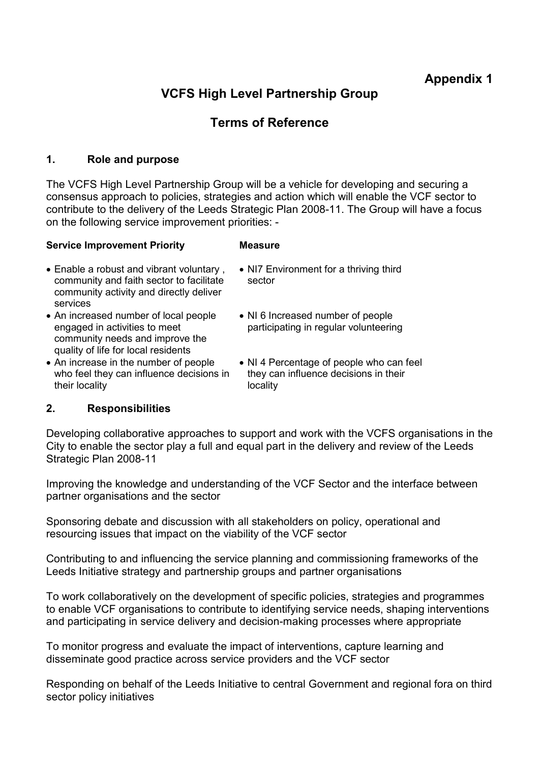**Appendix 1**

# VCFS High Level Partnership Group

# Terms of Reference

## 1. Role and purpose

The VCFS High Level Partnership Group will be a vehicle for developing and securing a consensus approach to policies, strategies and action which will enable the VCF sector to contribute to the delivery of the Leeds Strategic Plan 2008-11. The Group will have a focus on the following service improvement priorities: -

| Service Improvement Priority | Measure |
|---|---|
| • Enable a robust and vibrant voluntary , community and faith sector to facilitate community activity and directly deliver services | • NI7 Environment for a thriving third sector |
| • An increased number of local people engaged in activities to meet community needs and improve the quality of life for local residents | • NI 6 Increased number of people participating in regular volunteering |
| • An increase in the number of people who feel they can influence decisions in their locality | • NI 4 Percentage of people who can feel they can influence decisions in their locality |

## 2. Responsibilities

Developing collaborative approaches to support and work with the VCFS organisations in the City to enable the sector play a full and equal part in the delivery and review of the Leeds Strategic Plan 2008-11

Improving the knowledge and understanding of the VCF Sector and the interface between partner organisations and the sector

Sponsoring debate and discussion with all stakeholders on policy, operational and resourcing issues that impact on the viability of the VCF sector

Contributing to and influencing the service planning and commissioning frameworks of the Leeds Initiative strategy and partnership groups and partner organisations

To work collaboratively on the development of specific policies, strategies and programmes to enable VCF organisations to contribute to identifying service needs, shaping interventions and participating in service delivery and decision-making processes where appropriate

To monitor progress and evaluate the impact of interventions, capture learning and disseminate good practice across service providers and the VCF sector

Responding on behalf of the Leeds Initiative to central Government and regional fora on third sector policy initiatives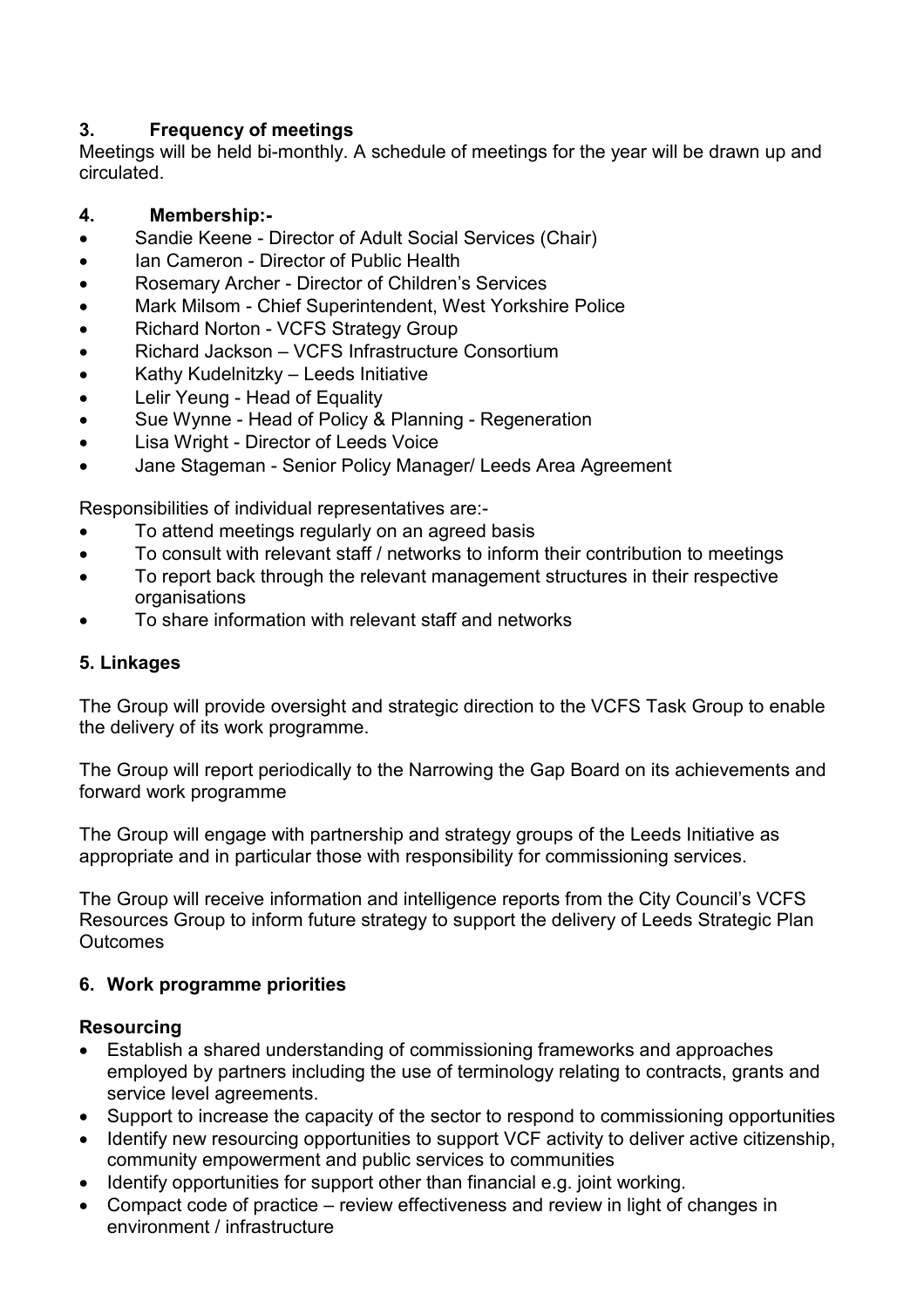## 3. Frequency of meetings

Meetings will be held bi-monthly. A schedule of meetings for the year will be drawn up and circulated.

## 4. Membership:-

- Sandie Keene - Director of Adult Social Services (Chair)
- Ian Cameron - Director of Public Health
- Rosemary Archer - Director of Children's Services
- Mark Milsom - Chief Superintendent, West Yorkshire Police
- Richard Norton - VCFS Strategy Group
- Richard Jackson – VCFS Infrastructure Consortium
- Kathy Kudelnitzky – Leeds Initiative
- Lelir Yeung - Head of Equality
- Sue Wynne - Head of Policy & Planning - Regeneration
- Lisa Wright - Director of Leeds Voice
- Jane Stageman - Senior Policy Manager/ Leeds Area Agreement

Responsibilities of individual representatives are:-

- To attend meetings regularly on an agreed basis
- To consult with relevant staff / networks to inform their contribution to meetings
- To report back through the relevant management structures in their respective organisations
- To share information with relevant staff and networks

## 5. Linkages

The Group will provide oversight and strategic direction to the VCFS Task Group to enable the delivery of its work programme.

The Group will report periodically to the Narrowing the Gap Board on its achievements and forward work programme

The Group will engage with partnership and strategy groups of the Leeds Initiative as appropriate and in particular those with responsibility for commissioning services.

The Group will receive information and intelligence reports from the City Council's VCFS Resources Group to inform future strategy to support the delivery of Leeds Strategic Plan Outcomes

## 6. Work programme priorities

### Resourcing

- Establish a shared understanding of commissioning frameworks and approaches employed by partners including the use of terminology relating to contracts, grants and service level agreements.
- Support to increase the capacity of the sector to respond to commissioning opportunities
- Identify new resourcing opportunities to support VCF activity to deliver active citizenship, community empowerment and public services to communities
- Identify opportunities for support other than financial e.g. joint working.
- Compact code of practice – review effectiveness and review in light of changes in environment / infrastructure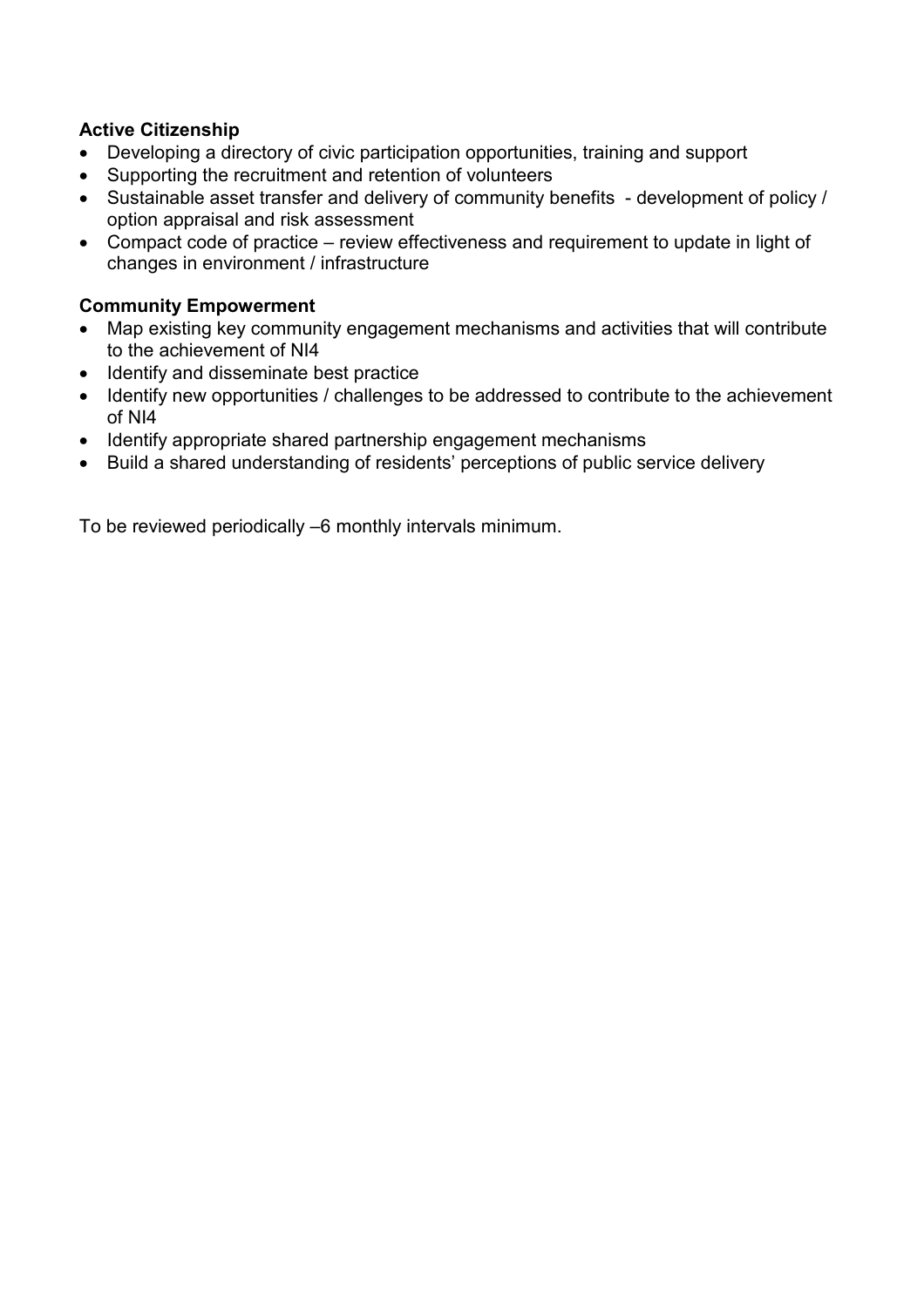**Active Citizenship**

- Developing a directory of civic participation opportunities, training and support
- Supporting the recruitment and retention of volunteers
- Sustainable asset transfer and delivery of community benefits - development of policy / option appraisal and risk assessment
- Compact code of practice – review effectiveness and requirement to update in light of changes in environment / infrastructure

**Community Empowerment**

- Map existing key community engagement mechanisms and activities that will contribute to the achievement of NI4
- Identify and disseminate best practice
- Identify new opportunities / challenges to be addressed to contribute to the achievement of NI4
- Identify appropriate shared partnership engagement mechanisms
- Build a shared understanding of residents' perceptions of public service delivery

To be reviewed periodically –6 monthly intervals minimum.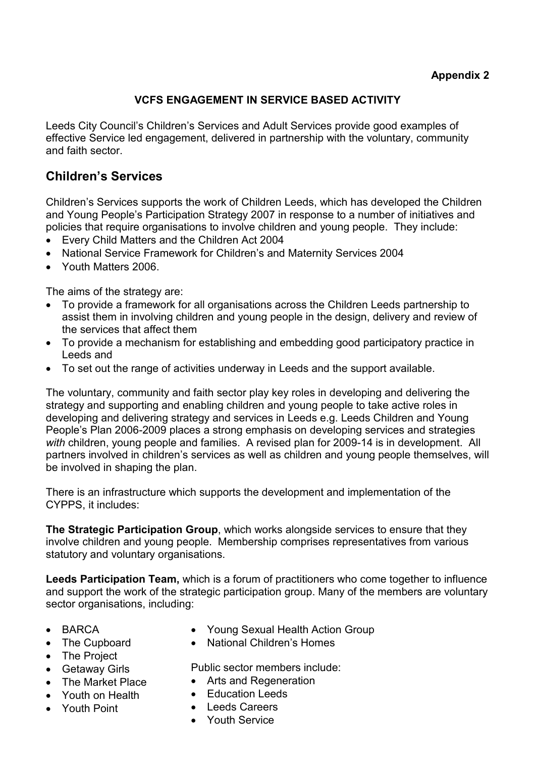**Appendix 2**

**VCFS ENGAGEMENT IN SERVICE BASED ACTIVITY**

Leeds City Council's Children's Services and Adult Services provide good examples of effective Service led engagement, delivered in partnership with the voluntary, community and faith sector.

## Children's Services

Children's Services supports the work of Children Leeds, which has developed the Children and Young People's Participation Strategy 2007 in response to a number of initiatives and policies that require organisations to involve children and young people. They include:

- Every Child Matters and the Children Act 2004
- National Service Framework for Children's and Maternity Services 2004
- Youth Matters 2006.

The aims of the strategy are:

- To provide a framework for all organisations across the Children Leeds partnership to assist them in involving children and young people in the design, delivery and review of the services that affect them
- To provide a mechanism for establishing and embedding good participatory practice in Leeds and
- To set out the range of activities underway in Leeds and the support available.

The voluntary, community and faith sector play key roles in developing and delivering the strategy and supporting and enabling children and young people to take active roles in developing and delivering strategy and services in Leeds e.g. Leeds Children and Young People's Plan 2006-2009 places a strong emphasis on developing services and strategies *with* children, young people and families. A revised plan for 2009-14 is in development. All partners involved in children's services as well as children and young people themselves, will be involved in shaping the plan.

There is an infrastructure which supports the development and implementation of the CYPPS, it includes:

**The Strategic Participation Group**, which works alongside services to ensure that they involve children and young people. Membership comprises representatives from various statutory and voluntary organisations.

**Leeds Participation Team,** which is a forum of practitioners who come together to influence and support the work of the strategic participation group. Many of the members are voluntary sector organisations, including:

- BARCA
- The Cupboard
- The Project
- Getaway Girls
- The Market Place
- Youth on Health
- Youth Point
- Young Sexual Health Action Group
- National Children's Homes

Public sector members include:

- Arts and Regeneration
- Education Leeds
- Leeds Careers
- Youth Service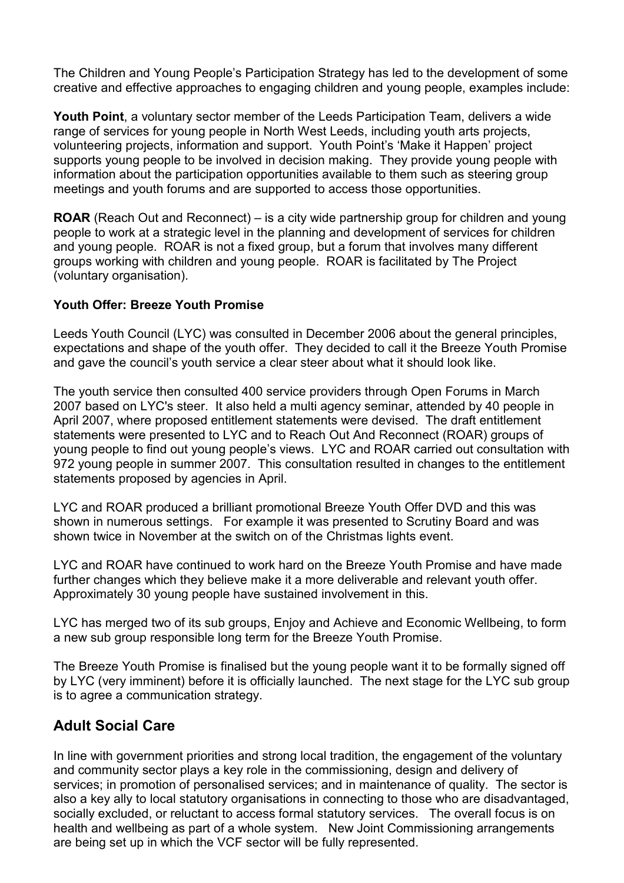The Children and Young People's Participation Strategy has led to the development of some creative and effective approaches to engaging children and young people, examples include:

**Youth Point**, a voluntary sector member of the Leeds Participation Team, delivers a wide range of services for young people in North West Leeds, including youth arts projects, volunteering projects, information and support. Youth Point's 'Make it Happen' project supports young people to be involved in decision making. They provide young people with information about the participation opportunities available to them such as steering group meetings and youth forums and are supported to access those opportunities.

**ROAR** (Reach Out and Reconnect) – is a city wide partnership group for children and young people to work at a strategic level in the planning and development of services for children and young people. ROAR is not a fixed group, but a forum that involves many different groups working with children and young people. ROAR is facilitated by The Project (voluntary organisation).

**Youth Offer: Breeze Youth Promise**

Leeds Youth Council (LYC) was consulted in December 2006 about the general principles, expectations and shape of the youth offer. They decided to call it the Breeze Youth Promise and gave the council's youth service a clear steer about what it should look like.

The youth service then consulted 400 service providers through Open Forums in March 2007 based on LYC's steer. It also held a multi agency seminar, attended by 40 people in April 2007, where proposed entitlement statements were devised. The draft entitlement statements were presented to LYC and to Reach Out And Reconnect (ROAR) groups of young people to find out young people's views. LYC and ROAR carried out consultation with 972 young people in summer 2007. This consultation resulted in changes to the entitlement statements proposed by agencies in April.

LYC and ROAR produced a brilliant promotional Breeze Youth Offer DVD and this was shown in numerous settings. For example it was presented to Scrutiny Board and was shown twice in November at the switch on of the Christmas lights event.

LYC and ROAR have continued to work hard on the Breeze Youth Promise and have made further changes which they believe make it a more deliverable and relevant youth offer. Approximately 30 young people have sustained involvement in this.

LYC has merged two of its sub groups, Enjoy and Achieve and Economic Wellbeing, to form a new sub group responsible long term for the Breeze Youth Promise.

The Breeze Youth Promise is finalised but the young people want it to be formally signed off by LYC (very imminent) before it is officially launched. The next stage for the LYC sub group is to agree a communication strategy.

## Adult Social Care

In line with government priorities and strong local tradition, the engagement of the voluntary and community sector plays a key role in the commissioning, design and delivery of services; in promotion of personalised services; and in maintenance of quality. The sector is also a key ally to local statutory organisations in connecting to those who are disadvantaged, socially excluded, or reluctant to access formal statutory services. The overall focus is on health and wellbeing as part of a whole system. New Joint Commissioning arrangements are being set up in which the VCF sector will be fully represented.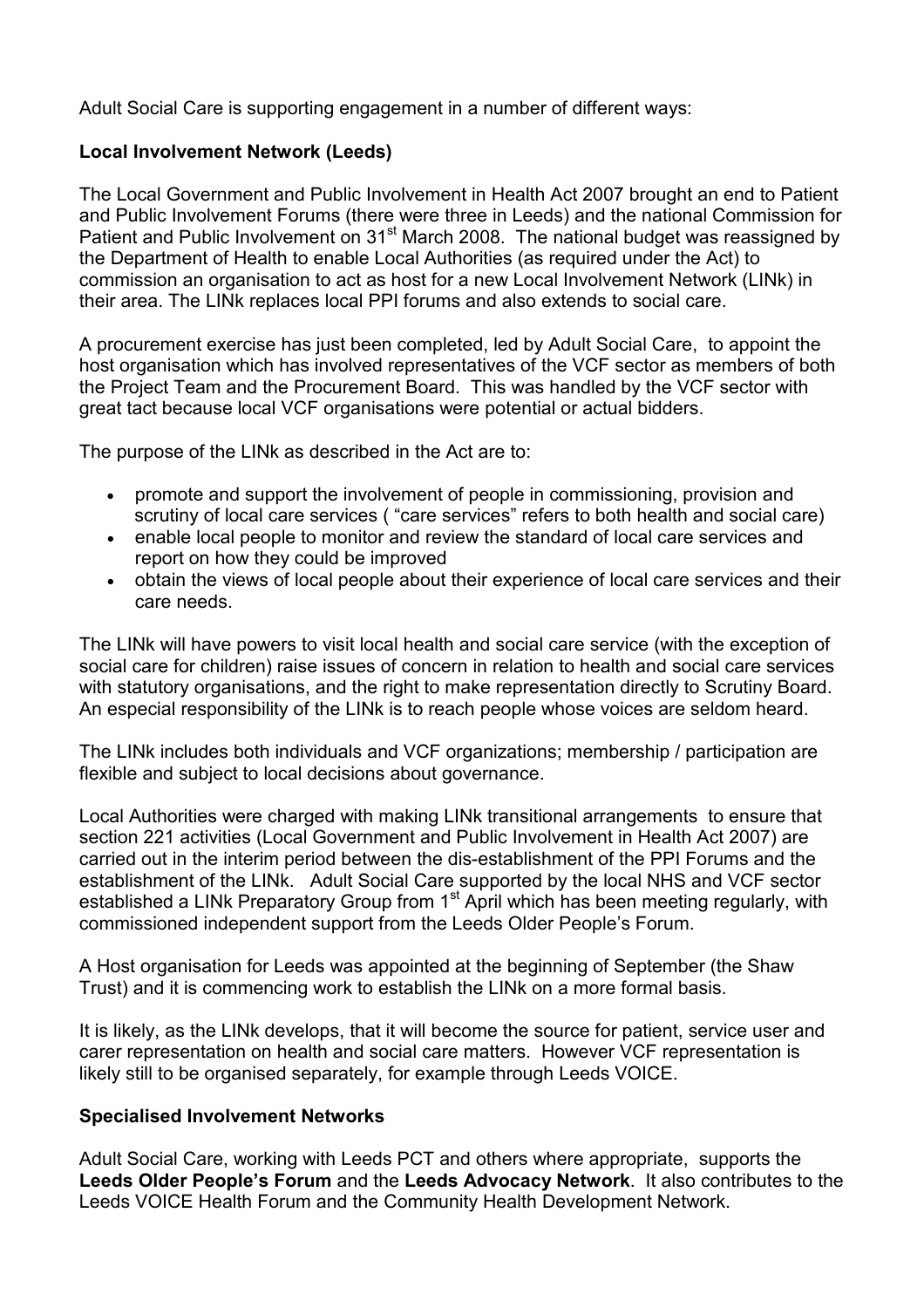Adult Social Care is supporting engagement in a number of different ways:

**Local Involvement Network (Leeds)**

The Local Government and Public Involvement in Health Act 2007 brought an end to Patient and Public Involvement Forums (there were three in Leeds) and the national Commission for Patient and Public Involvement on 31st March 2008. The national budget was reassigned by the Department of Health to enable Local Authorities (as required under the Act) to commission an organisation to act as host for a new Local Involvement Network (LINk) in their area. The LINk replaces local PPI forums and also extends to social care.

A procurement exercise has just been completed, led by Adult Social Care, to appoint the host organisation which has involved representatives of the VCF sector as members of both the Project Team and the Procurement Board. This was handled by the VCF sector with great tact because local VCF organisations were potential or actual bidders.

The purpose of the LINk as described in the Act are to:

- promote and support the involvement of people in commissioning, provision and scrutiny of local care services ( "care services" refers to both health and social care)
- enable local people to monitor and review the standard of local care services and report on how they could be improved
- obtain the views of local people about their experience of local care services and their care needs.

The LINk will have powers to visit local health and social care service (with the exception of social care for children) raise issues of concern in relation to health and social care services with statutory organisations, and the right to make representation directly to Scrutiny Board. An especial responsibility of the LINk is to reach people whose voices are seldom heard.

The LINk includes both individuals and VCF organizations; membership / participation are flexible and subject to local decisions about governance.

Local Authorities were charged with making LINk transitional arrangements to ensure that section 221 activities (Local Government and Public Involvement in Health Act 2007) are carried out in the interim period between the dis-establishment of the PPI Forums and the establishment of the LINk. Adult Social Care supported by the local NHS and VCF sector established a LINk Preparatory Group from 1st April which has been meeting regularly, with commissioned independent support from the Leeds Older People's Forum.

A Host organisation for Leeds was appointed at the beginning of September (the Shaw Trust) and it is commencing work to establish the LINk on a more formal basis.

It is likely, as the LINk develops, that it will become the source for patient, service user and carer representation on health and social care matters. However VCF representation is likely still to be organised separately, for example through Leeds VOICE.

**Specialised Involvement Networks**

Adult Social Care, working with Leeds PCT and others where appropriate, supports the **Leeds Older People's Forum** and the **Leeds Advocacy Network**. It also contributes to the Leeds VOICE Health Forum and the Community Health Development Network.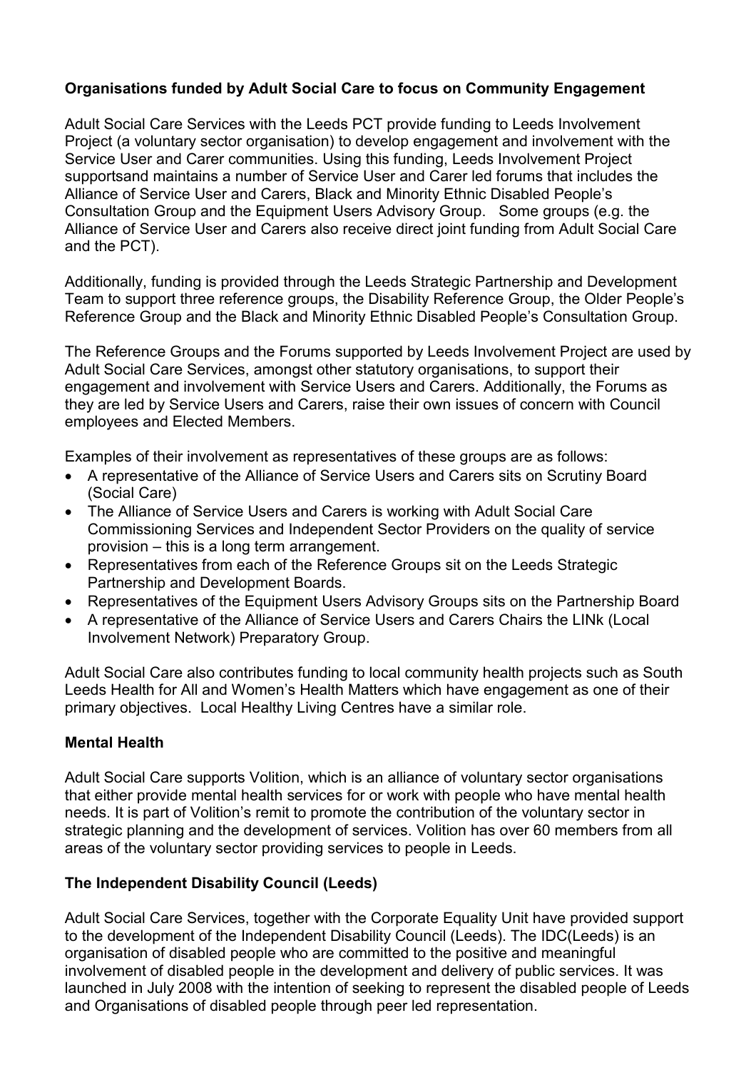**Organisations funded by Adult Social Care to focus on Community Engagement**

Adult Social Care Services with the Leeds PCT provide funding to Leeds Involvement Project (a voluntary sector organisation) to develop engagement and involvement with the Service User and Carer communities. Using this funding, Leeds Involvement Project supportsand maintains a number of Service User and Carer led forums that includes the Alliance of Service User and Carers, Black and Minority Ethnic Disabled People's Consultation Group and the Equipment Users Advisory Group. Some groups (e.g. the Alliance of Service User and Carers also receive direct joint funding from Adult Social Care and the PCT).

Additionally, funding is provided through the Leeds Strategic Partnership and Development Team to support three reference groups, the Disability Reference Group, the Older People's Reference Group and the Black and Minority Ethnic Disabled People's Consultation Group.

The Reference Groups and the Forums supported by Leeds Involvement Project are used by Adult Social Care Services, amongst other statutory organisations, to support their engagement and involvement with Service Users and Carers. Additionally, the Forums as they are led by Service Users and Carers, raise their own issues of concern with Council employees and Elected Members.

Examples of their involvement as representatives of these groups are as follows:

- A representative of the Alliance of Service Users and Carers sits on Scrutiny Board (Social Care)
- The Alliance of Service Users and Carers is working with Adult Social Care Commissioning Services and Independent Sector Providers on the quality of service provision – this is a long term arrangement.
- Representatives from each of the Reference Groups sit on the Leeds Strategic Partnership and Development Boards.
- Representatives of the Equipment Users Advisory Groups sits on the Partnership Board
- A representative of the Alliance of Service Users and Carers Chairs the LINk (Local Involvement Network) Preparatory Group.

Adult Social Care also contributes funding to local community health projects such as South Leeds Health for All and Women's Health Matters which have engagement as one of their primary objectives. Local Healthy Living Centres have a similar role.

**Mental Health**

Adult Social Care supports Volition, which is an alliance of voluntary sector organisations that either provide mental health services for or work with people who have mental health needs. It is part of Volition's remit to promote the contribution of the voluntary sector in strategic planning and the development of services. Volition has over 60 members from all areas of the voluntary sector providing services to people in Leeds.

**The Independent Disability Council (Leeds)**

Adult Social Care Services, together with the Corporate Equality Unit have provided support to the development of the Independent Disability Council (Leeds). The IDC(Leeds) is an organisation of disabled people who are committed to the positive and meaningful involvement of disabled people in the development and delivery of public services. It was launched in July 2008 with the intention of seeking to represent the disabled people of Leeds and Organisations of disabled people through peer led representation.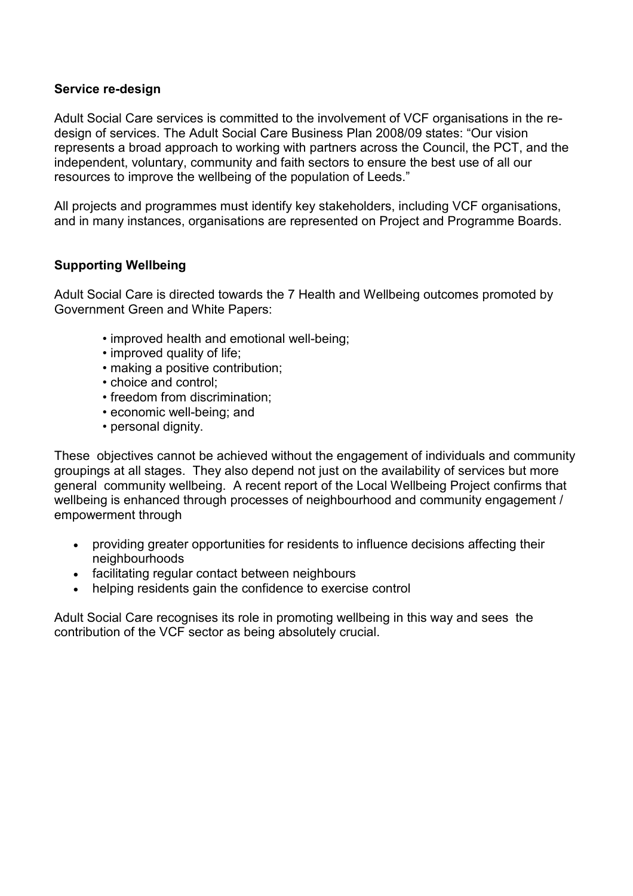**Service re-design**

Adult Social Care services is committed to the involvement of VCF organisations in the re-design of services. The Adult Social Care Business Plan 2008/09 states: "Our vision represents a broad approach to working with partners across the Council, the PCT, and the independent, voluntary, community and faith sectors to ensure the best use of all our resources to improve the wellbeing of the population of Leeds."

All projects and programmes must identify key stakeholders, including VCF organisations, and in many instances, organisations are represented on Project and Programme Boards.

**Supporting Wellbeing**

Adult Social Care is directed towards the 7 Health and Wellbeing outcomes promoted by Government Green and White Papers:

- improved health and emotional well-being;
- improved quality of life;
- making a positive contribution;
- choice and control;
- freedom from discrimination;
- economic well-being; and
- personal dignity.

These objectives cannot be achieved without the engagement of individuals and community groupings at all stages. They also depend not just on the availability of services but more general community wellbeing. A recent report of the Local Wellbeing Project confirms that wellbeing is enhanced through processes of neighbourhood and community engagement / empowerment through

- providing greater opportunities for residents to influence decisions affecting their neighbourhoods
- facilitating regular contact between neighbours
- helping residents gain the confidence to exercise control

Adult Social Care recognises its role in promoting wellbeing in this way and sees the contribution of the VCF sector as being absolutely crucial.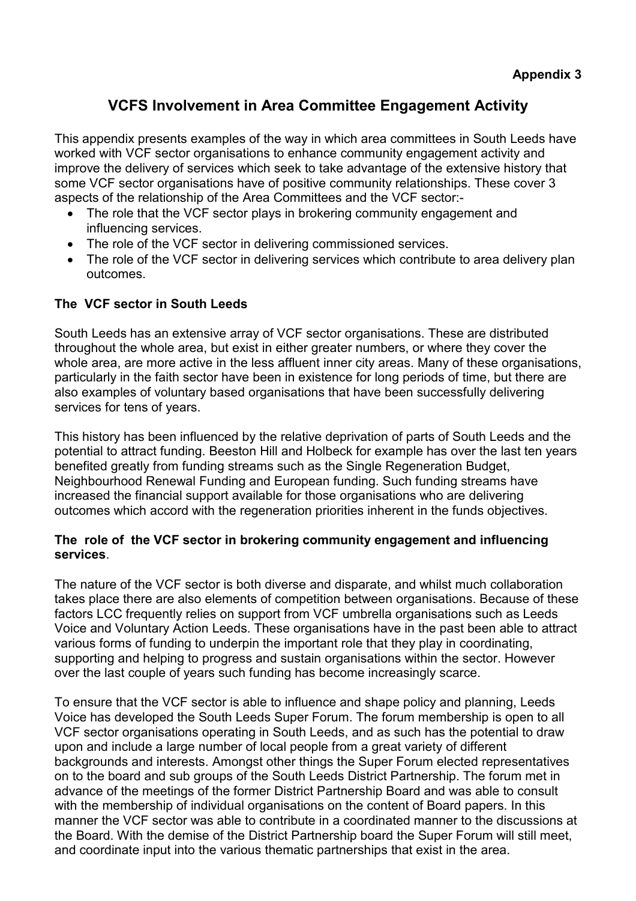**Appendix 3**

# VCFS Involvement in Area Committee Engagement Activity

This appendix presents examples of the way in which area committees in South Leeds have worked with VCF sector organisations to enhance community engagement activity and improve the delivery of services which seek to take advantage of the extensive history that some VCF sector organisations have of positive community relationships. These cover 3 aspects of the relationship of the Area Committees and the VCF sector:-

- The role that the VCF sector plays in brokering community engagement and influencing services.
- The role of the VCF sector in delivering commissioned services.
- The role of the VCF sector in delivering services which contribute to area delivery plan outcomes.

**The VCF sector in South Leeds**

South Leeds has an extensive array of VCF sector organisations. These are distributed throughout the whole area, but exist in either greater numbers, or where they cover the whole area, are more active in the less affluent inner city areas. Many of these organisations, particularly in the faith sector have been in existence for long periods of time, but there are also examples of voluntary based organisations that have been successfully delivering services for tens of years.

This history has been influenced by the relative deprivation of parts of South Leeds and the potential to attract funding. Beeston Hill and Holbeck for example has over the last ten years benefited greatly from funding streams such as the Single Regeneration Budget, Neighbourhood Renewal Funding and European funding. Such funding streams have increased the financial support available for those organisations who are delivering outcomes which accord with the regeneration priorities inherent in the funds objectives.

**The role of the VCF sector in brokering community engagement and influencing services**.

The nature of the VCF sector is both diverse and disparate, and whilst much collaboration takes place there are also elements of competition between organisations. Because of these factors LCC frequently relies on support from VCF umbrella organisations such as Leeds Voice and Voluntary Action Leeds. These organisations have in the past been able to attract various forms of funding to underpin the important role that they play in coordinating, supporting and helping to progress and sustain organisations within the sector. However over the last couple of years such funding has become increasingly scarce.

To ensure that the VCF sector is able to influence and shape policy and planning, Leeds Voice has developed the South Leeds Super Forum. The forum membership is open to all VCF sector organisations operating in South Leeds, and as such has the potential to draw upon and include a large number of local people from a great variety of different backgrounds and interests. Amongst other things the Super Forum elected representatives on to the board and sub groups of the South Leeds District Partnership. The forum met in advance of the meetings of the former District Partnership Board and was able to consult with the membership of individual organisations on the content of Board papers. In this manner the VCF sector was able to contribute in a coordinated manner to the discussions at the Board. With the demise of the District Partnership board the Super Forum will still meet, and coordinate input into the various thematic partnerships that exist in the area.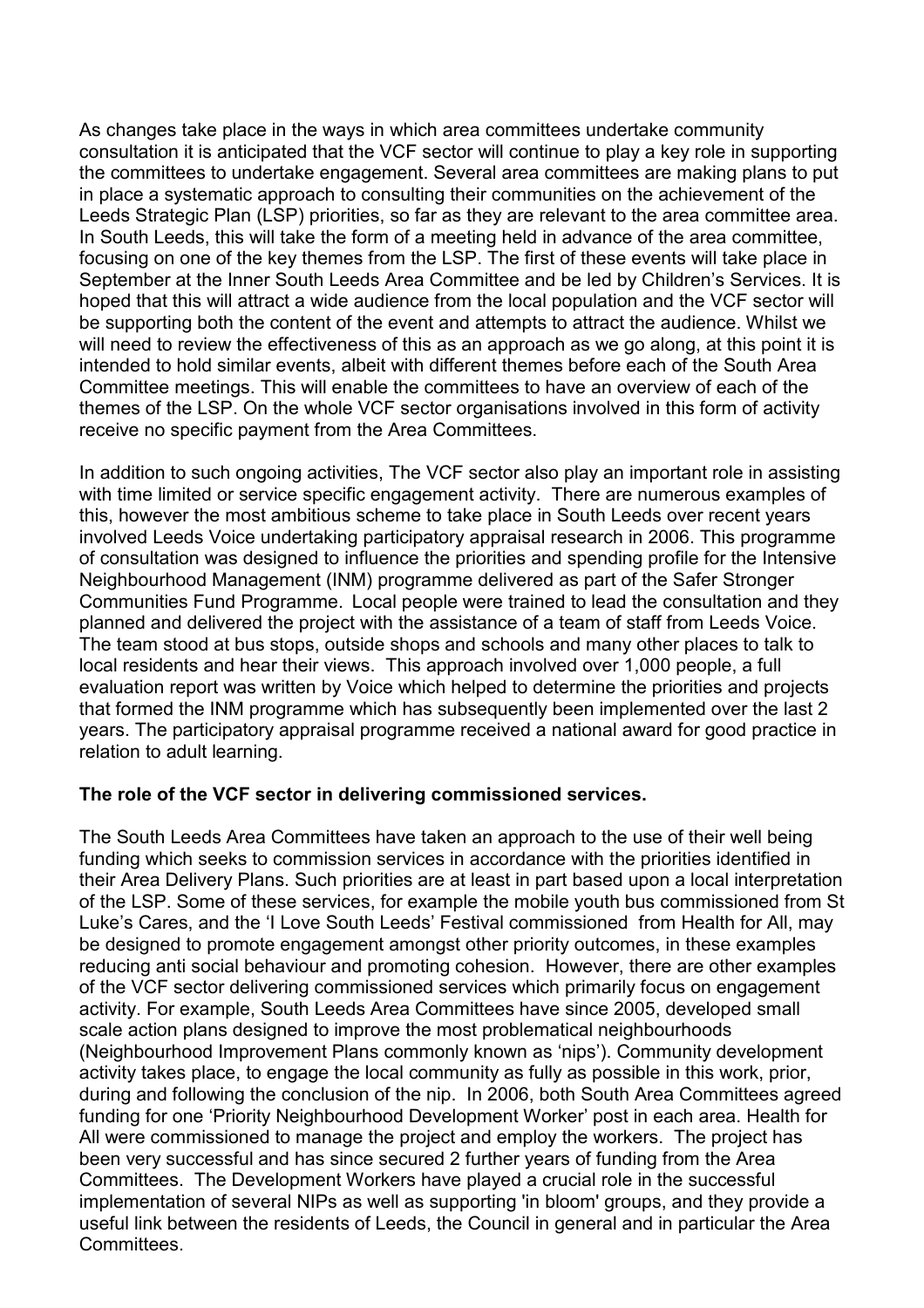As changes take place in the ways in which area committees undertake community consultation it is anticipated that the VCF sector will continue to play a key role in supporting the committees to undertake engagement. Several area committees are making plans to put in place a systematic approach to consulting their communities on the achievement of the Leeds Strategic Plan (LSP) priorities, so far as they are relevant to the area committee area. In South Leeds, this will take the form of a meeting held in advance of the area committee, focusing on one of the key themes from the LSP. The first of these events will take place in September at the Inner South Leeds Area Committee and be led by Children's Services. It is hoped that this will attract a wide audience from the local population and the VCF sector will be supporting both the content of the event and attempts to attract the audience. Whilst we will need to review the effectiveness of this as an approach as we go along, at this point it is intended to hold similar events, albeit with different themes before each of the South Area Committee meetings. This will enable the committees to have an overview of each of the themes of the LSP. On the whole VCF sector organisations involved in this form of activity receive no specific payment from the Area Committees.

In addition to such ongoing activities, The VCF sector also play an important role in assisting with time limited or service specific engagement activity. There are numerous examples of this, however the most ambitious scheme to take place in South Leeds over recent years involved Leeds Voice undertaking participatory appraisal research in 2006. This programme of consultation was designed to influence the priorities and spending profile for the Intensive Neighbourhood Management (INM) programme delivered as part of the Safer Stronger Communities Fund Programme. Local people were trained to lead the consultation and they planned and delivered the project with the assistance of a team of staff from Leeds Voice. The team stood at bus stops, outside shops and schools and many other places to talk to local residents and hear their views. This approach involved over 1,000 people, a full evaluation report was written by Voice which helped to determine the priorities and projects that formed the INM programme which has subsequently been implemented over the last 2 years. The participatory appraisal programme received a national award for good practice in relation to adult learning.

**The role of the VCF sector in delivering commissioned services.**

The South Leeds Area Committees have taken an approach to the use of their well being funding which seeks to commission services in accordance with the priorities identified in their Area Delivery Plans. Such priorities are at least in part based upon a local interpretation of the LSP. Some of these services, for example the mobile youth bus commissioned from St Luke's Cares, and the 'I Love South Leeds' Festival commissioned from Health for All, may be designed to promote engagement amongst other priority outcomes, in these examples reducing anti social behaviour and promoting cohesion. However, there are other examples of the VCF sector delivering commissioned services which primarily focus on engagement activity. For example, South Leeds Area Committees have since 2005, developed small scale action plans designed to improve the most problematical neighbourhoods (Neighbourhood Improvement Plans commonly known as 'nips'). Community development activity takes place, to engage the local community as fully as possible in this work, prior, during and following the conclusion of the nip. In 2006, both South Area Committees agreed funding for one 'Priority Neighbourhood Development Worker' post in each area. Health for All were commissioned to manage the project and employ the workers. The project has been very successful and has since secured 2 further years of funding from the Area Committees. The Development Workers have played a crucial role in the successful implementation of several NIPs as well as supporting 'in bloom' groups, and they provide a useful link between the residents of Leeds, the Council in general and in particular the Area Committees.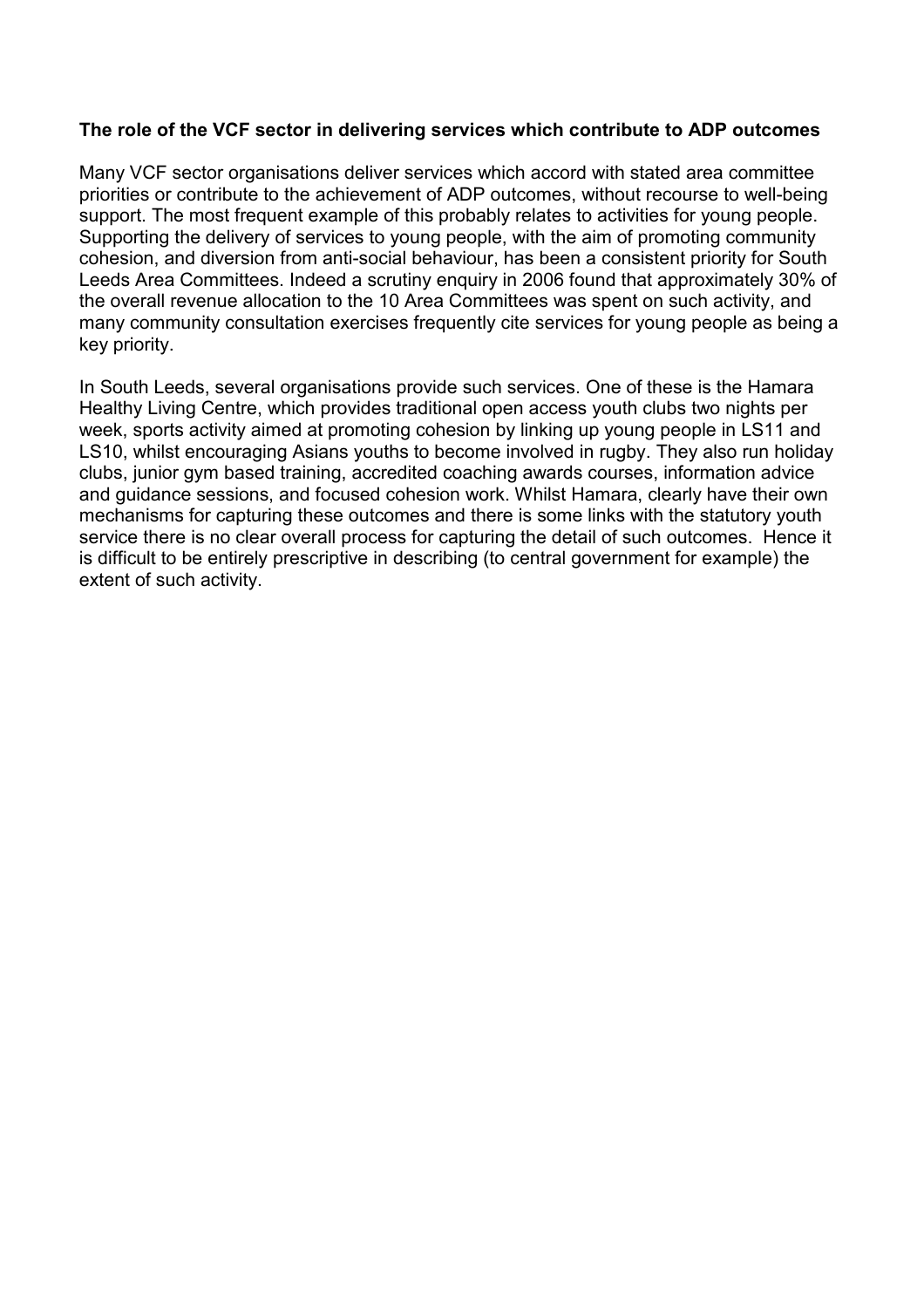**The role of the VCF sector in delivering services which contribute to ADP outcomes**

Many VCF sector organisations deliver services which accord with stated area committee priorities or contribute to the achievement of ADP outcomes, without recourse to well-being support. The most frequent example of this probably relates to activities for young people. Supporting the delivery of services to young people, with the aim of promoting community cohesion, and diversion from anti-social behaviour, has been a consistent priority for South Leeds Area Committees. Indeed a scrutiny enquiry in 2006 found that approximately 30% of the overall revenue allocation to the 10 Area Committees was spent on such activity, and many community consultation exercises frequently cite services for young people as being a key priority.

In South Leeds, several organisations provide such services. One of these is the Hamara Healthy Living Centre, which provides traditional open access youth clubs two nights per week, sports activity aimed at promoting cohesion by linking up young people in LS11 and LS10, whilst encouraging Asians youths to become involved in rugby. They also run holiday clubs, junior gym based training, accredited coaching awards courses, information advice and guidance sessions, and focused cohesion work. Whilst Hamara, clearly have their own mechanisms for capturing these outcomes and there is some links with the statutory youth service there is no clear overall process for capturing the detail of such outcomes. Hence it is difficult to be entirely prescriptive in describing (to central government for example) the extent of such activity.